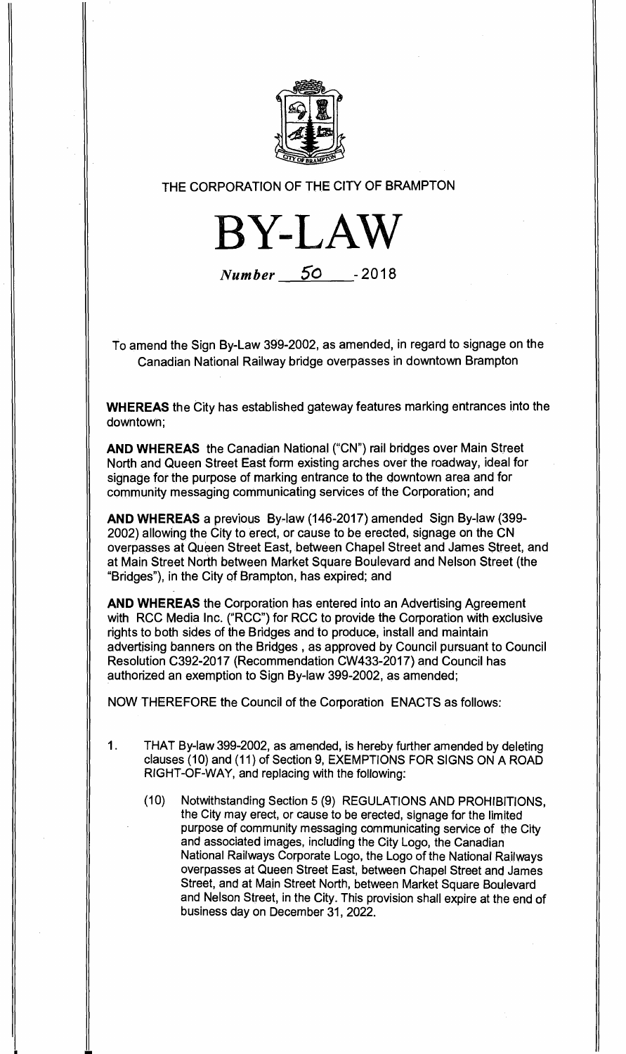THE CORPORATION OF THE CITY OF BRAMPTON

# BY-LAW

*Number* 50 - 2018

To amend the Sign By-Law 399-2002, as amended, in regard to signage on the Canadian National Railway bridge overpasses in downtown Brampton

**WHEREAS** the City has established gateway features marking entrances into the downtown;

**AND WHEREAS** the Canadian National ("CN") rail bridges over Main Street North and Queen Street East form existing arches over the roadway, ideal for signage for the purpose of marking entrance to the downtown area and for community messaging communicating services of the Corporation; and

**AND WHEREAS** a previous By-law (146-2017) amended Sign By-law (399-2002) allowing the City to erect, or cause to be erected, signage on the CN overpasses at Queen Street East, between Chapel Street and James Street, and at Main Street North between Market Square Boulevard and Nelson Street (the "Bridges"), in the City of Brampton, has expired; and

**AND WHEREAS** the Corporation has entered into an Advertising Agreement with RCC Media Inc. ("RCC") for RCC to provide the Corporation with exclusive rights to both sides of the Bridges and to produce, install and maintain advertising banners on the Bridges , as approved by Council pursuant to Council Resolution C392-2017 (Recommendation CW433-2017) and Council has authorized an exemption to Sign By-law 399-2002, as amended;

NOW THEREFORE the Council of the Corporation ENACTS as follows:

1. THAT By-law 399-2002, as amended, is hereby further amended by deleting clauses (10) and (11) of Section 9, EXEMPTIONS FOR SIGNS ON A ROAD RIGHT-OF-WAY, and replacing with the following:

   (10) Notwithstanding Section 5 (9) REGULATIONS AND PROHIBITIONS, the City may erect, or cause to be erected, signage for the limited purpose of community messaging communicating service of the City and associated images, including the City Logo, the Canadian National Railways Corporate Logo, the Logo of the National Railways overpasses at Queen Street East, between Chapel Street and James Street, and at Main Street North, between Market Square Boulevard and Nelson Street, in the City. This provision shall expire at the end of business day on December 31, 2022.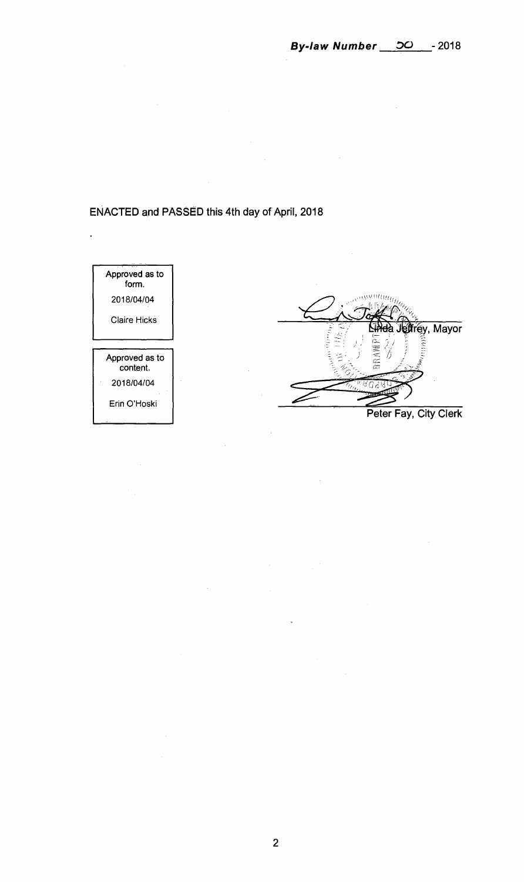***By-law Number*** **50 - 2018**

ENACTED and PASSED this 4th day of April, 2018

Approved as to form.
2018/04/04
Claire Hicks

Approved as to content.
2018/04/04
Erin O'Hoski

Linda Jeffrey, Mayor

Peter Fay, City Clerk